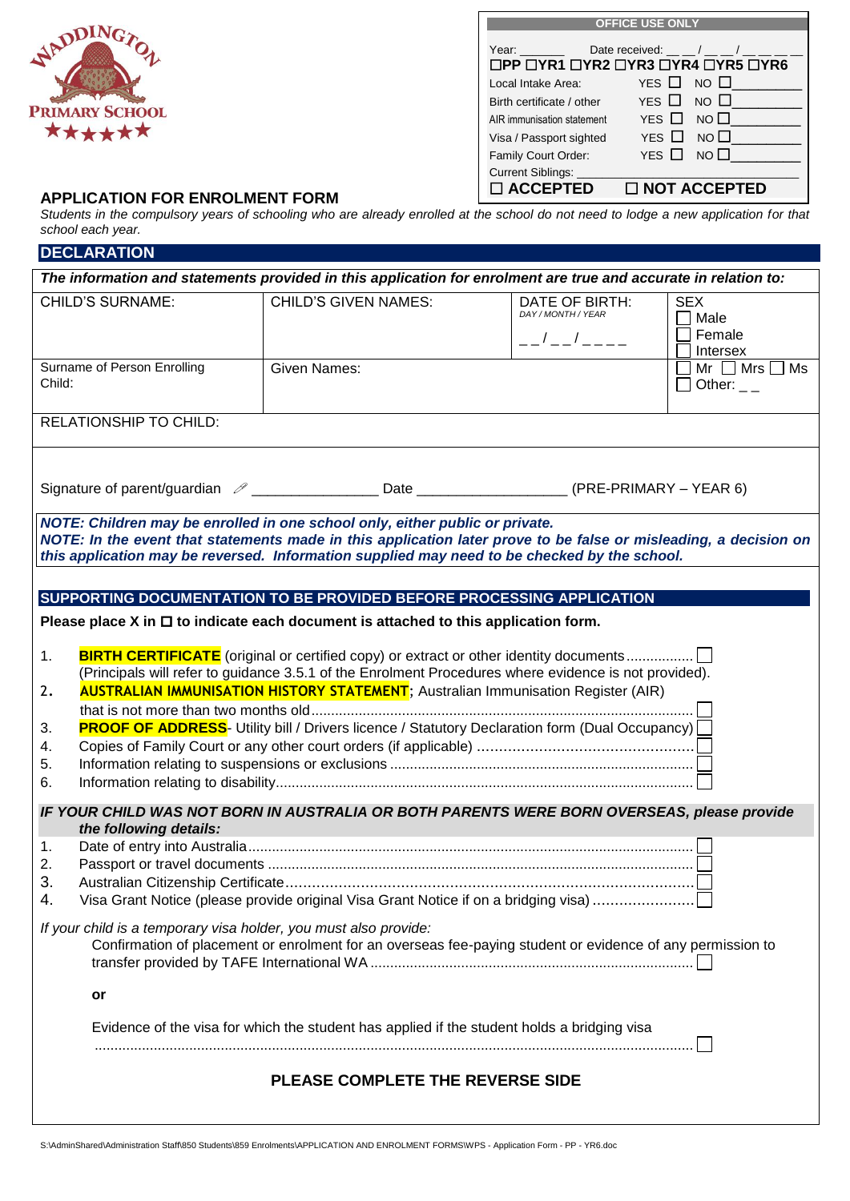WADDINGTON PRIMARY SCHOOL

| OFFICE USE ONLY | |
|---|---|
| Year: _______ | Date received: __ __ / __ __ / __ __ __ __ |
| ☐PP ☐YR1 ☐YR2 ☐YR3 ☐YR4 ☐YR5 ☐YR6 | |
| Local Intake Area: | YES ☐ NO ☐__________ |
| Birth certificate / other | YES ☐ NO ☐__________ |
| AIR immunisation statement | YES ☐ NO ☐__________ |
| Visa / Passport sighted | YES ☐ NO ☐__________ |
| Family Court Order: | YES ☐ NO ☐__________ |
| Current Siblings: ____________________ | |
| ☐ **ACCEPTED** | ☐ **NOT ACCEPTED** |

## APPLICATION FOR ENROLMENT FORM

*Students in the compulsory years of schooling who are already enrolled at the school do not need to lodge a new application for that school each year.*

## DECLARATION

***The information and statements provided in this application for enrolment are true and accurate in relation to:***

| CHILD'S SURNAME: | CHILD'S GIVEN NAMES: | DATE OF BIRTH: *DAY / MONTH / YEAR* __ __ / __ __ / __ __ __ __ | SEX ☐ Male ☐ Female ☐ Intersex |
|---|---|---|---|
| Surname of Person Enrolling Child: | Given Names: | | ☐ Mr ☐ Mrs ☐ Ms ☐ Other: __ __ |
| RELATIONSHIP TO CHILD: | | | |

Signature of parent/guardian ✐ _______________ Date __________________ (PRE-PRIMARY – YEAR 6)

***NOTE: Children may be enrolled in one school only, either public or private.***
***NOTE: In the event that statements made in this application later prove to be false or misleading, a decision on this application may be reversed. Information supplied may need to be checked by the school.***

## SUPPORTING DOCUMENTATION TO BE PROVIDED BEFORE PROCESSING APPLICATION

**Please place X in ☐ to indicate each document is attached to this application form.**

1. **BIRTH CERTIFICATE** (original or certified copy) or extract or other identity documents................ ☐
   (Principals will refer to guidance 3.5.1 of the Enrolment Procedures where evidence is not provided).
2. **AUSTRALIAN IMMUNISATION HISTORY STATEMENT**; Australian Immunisation Register (AIR) that is not more than two months old................................................................................................ ☐
3. **PROOF OF ADDRESS**- Utility bill / Drivers licence / Statutory Declaration form (Dual Occupancy) ☐
4. Copies of Family Court or any other court orders (if applicable) ................................................ ☐
5. Information relating to suspensions or exclusions ........................................................................ ☐
6. Information relating to disability.................................................................................................... ☐

***IF YOUR CHILD WAS NOT BORN IN AUSTRALIA OR BOTH PARENTS WERE BORN OVERSEAS, please provide the following details:***

1. Date of entry into Australia................................................................................................ ☐
2. Passport or travel documents ............................................................................................ ☐
3. Australian Citizenship Certificate....................................................................................... ☐
4. Visa Grant Notice (please provide original Visa Grant Notice if on a bridging visa) ....................... ☐

*If your child is a temporary visa holder, you must also provide:*

Confirmation of placement or enrolment for an overseas fee-paying student or evidence of any permission to transfer provided by TAFE International WA ................................................................................ ☐

**or**

Evidence of the visa for which the student has applied if the student holds a bridging visa ....................................................................................................................................................... ☐

**PLEASE COMPLETE THE REVERSE SIDE**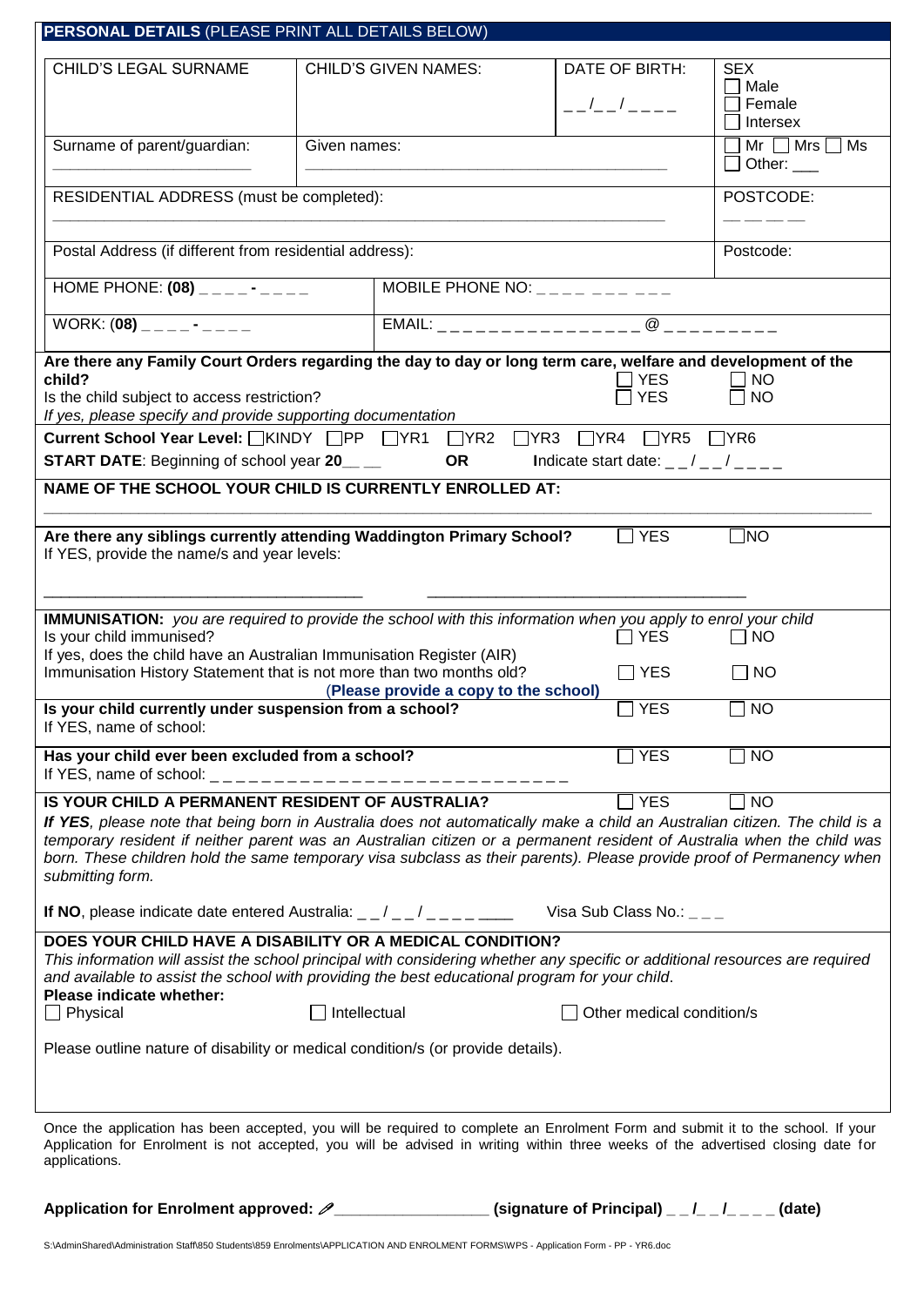## PERSONAL DETAILS (PLEASE PRINT ALL DETAILS BELOW)

| | | | |
|---|---|---|---|
| CHILD'S LEGAL SURNAME | CHILD'S GIVEN NAMES: | DATE OF BIRTH: __/__/____ | SEX ☐ Male ☐ Female ☐ Intersex |
| Surname of parent/guardian: ____________ | Given names: ____________ | | ☐ Mr ☐ Mrs ☐ Ms ☐ Other: ___ |
| RESIDENTIAL ADDRESS (must be completed): ____________ | | | POSTCODE: ____ |
| Postal Address (if different from residential address): | | | Postcode: |
| HOME PHONE: **(08)** ____-____ | MOBILE PHONE NO: ____ ___ ___ | | |
| WORK: **(08)** ____-____ | EMAIL: ________________@_________ | | |

**Are there any Family Court Orders regarding the day to day or long term care, welfare and development of the child?** ☐ YES ☐ NO

Is the child subject to access restriction? ☐ YES ☐ NO

*If yes, please specify and provide supporting documentation*

**Current School Year Level:** ☐KINDY ☐PP ☐YR1 ☐YR2 ☐YR3 ☐YR4 ☐YR5 ☐YR6

**START DATE**: Beginning of school year **20**__ __ **OR** **I**ndicate start date: __/__/____

**NAME OF THE SCHOOL YOUR CHILD IS CURRENTLY ENROLLED AT:**

________________________________________________

**Are there any siblings currently attending Waddington Primary School?** ☐ YES ☐NO

If YES, provide the name/s and year levels:

____________________ ____________________

**IMMUNISATION:** *you are required to provide the school with this information when you apply to enrol your child*

Is your child immunised? ☐ YES ☐ NO

If yes, does the child have an Australian Immunisation Register (AIR) Immunisation History Statement that is not more than two months old? ☐ YES ☐ NO

**(Please provide a copy to the school)**

**Is your child currently under suspension from a school?** ☐ YES ☐ NO

If YES, name of school:

**Has your child ever been excluded from a school?** ☐ YES ☐ NO

If YES, name of school: ____________________________

**IS YOUR CHILD A PERMANENT RESIDENT OF AUSTRALIA?** ☐ YES ☐ NO

***If YES****, please note that being born in Australia does not automatically make a child an Australian citizen. The child is a temporary resident if neither parent was an Australian citizen or a permanent resident of Australia when the child was born. These children hold the same temporary visa subclass as their parents). Please provide proof of Permanency when submitting form.*

**If NO**, please indicate date entered Australia: __/__/________ Visa Sub Class No.: ___

**DOES YOUR CHILD HAVE A DISABILITY OR A MEDICAL CONDITION?**

*This information will assist the school principal with considering whether any specific or additional resources are required and available to assist the school with providing the best educational program for your child.*

**Please indicate whether:**

☐ Physical ☐ Intellectual ☐ Other medical condition/s

Please outline nature of disability or medical condition/s (or provide details).

Once the application has been accepted, you will be required to complete an Enrolment Form and submit it to the school. If your Application for Enrolment is not accepted, you will be advised in writing within three weeks of the advertised closing date for applications.

**Application for Enrolment approved:** ✐________________ **(signature of Principal)** __/__/____ **(date)**

S:\AdminShared\Administration Staff\850 Students\859 Enrolments\APPLICATION AND ENROLMENT FORMS\WPS - Application Form - PP - YR6.doc